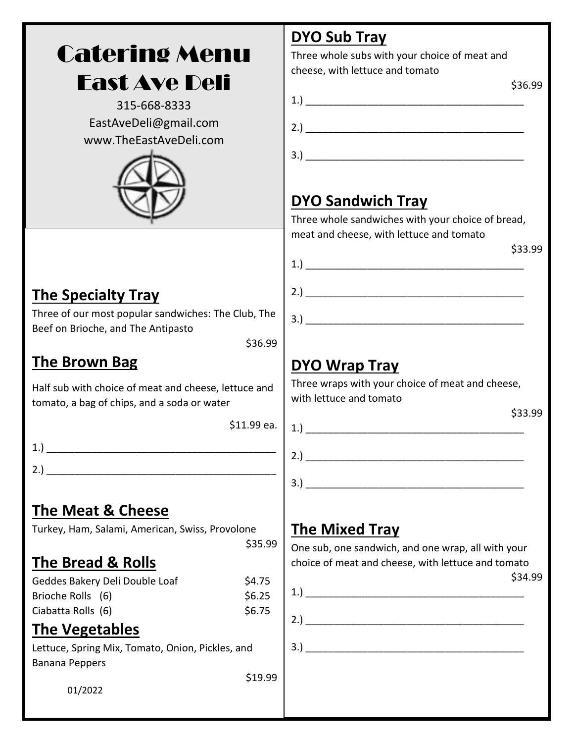# Catering Menu
# East Ave Deli

315-668-8333
EastAveDeli@gmail.com
www.TheEastAveDeli.com

## The Specialty Tray

Three of our most popular sandwiches: The Club, The Beef on Brioche, and The Antipasto

$36.99

## The Brown Bag

Half sub with choice of meat and cheese, lettuce and tomato, a bag of chips, and a soda or water

$11.99 ea.

1.) ________________________________________

2.) ________________________________________

## The Meat & Cheese

Turkey, Ham, Salami, American, Swiss, Provolone

$35.99

## The Bread & Rolls

| | |
|---|---|
| Geddes Bakery Deli Double Loaf | $4.75 |
| Brioche Rolls (6) | $6.25 |
| Ciabatta Rolls (6) | $6.75 |

## The Vegetables

Lettuce, Spring Mix, Tomato, Onion, Pickles, and Banana Peppers

$19.99

01/2022

## DYO Sub Tray

Three whole subs with your choice of meat and cheese, with lettuce and tomato

$36.99

1.) ________________________________________

2.) ________________________________________

3.) ________________________________________

## DYO Sandwich Tray

Three whole sandwiches with your choice of bread, meat and cheese, with lettuce and tomato

$33.99

1.) ________________________________________

2.) ________________________________________

3.) ________________________________________

## DYO Wrap Tray

Three wraps with your choice of meat and cheese, with lettuce and tomato

$33.99

1.) ________________________________________

2.) ________________________________________

3.) ________________________________________

## The Mixed Tray

One sub, one sandwich, and one wrap, all with your choice of meat and cheese, with lettuce and tomato

$34.99

1.) ________________________________________

2.) ________________________________________

3.) ________________________________________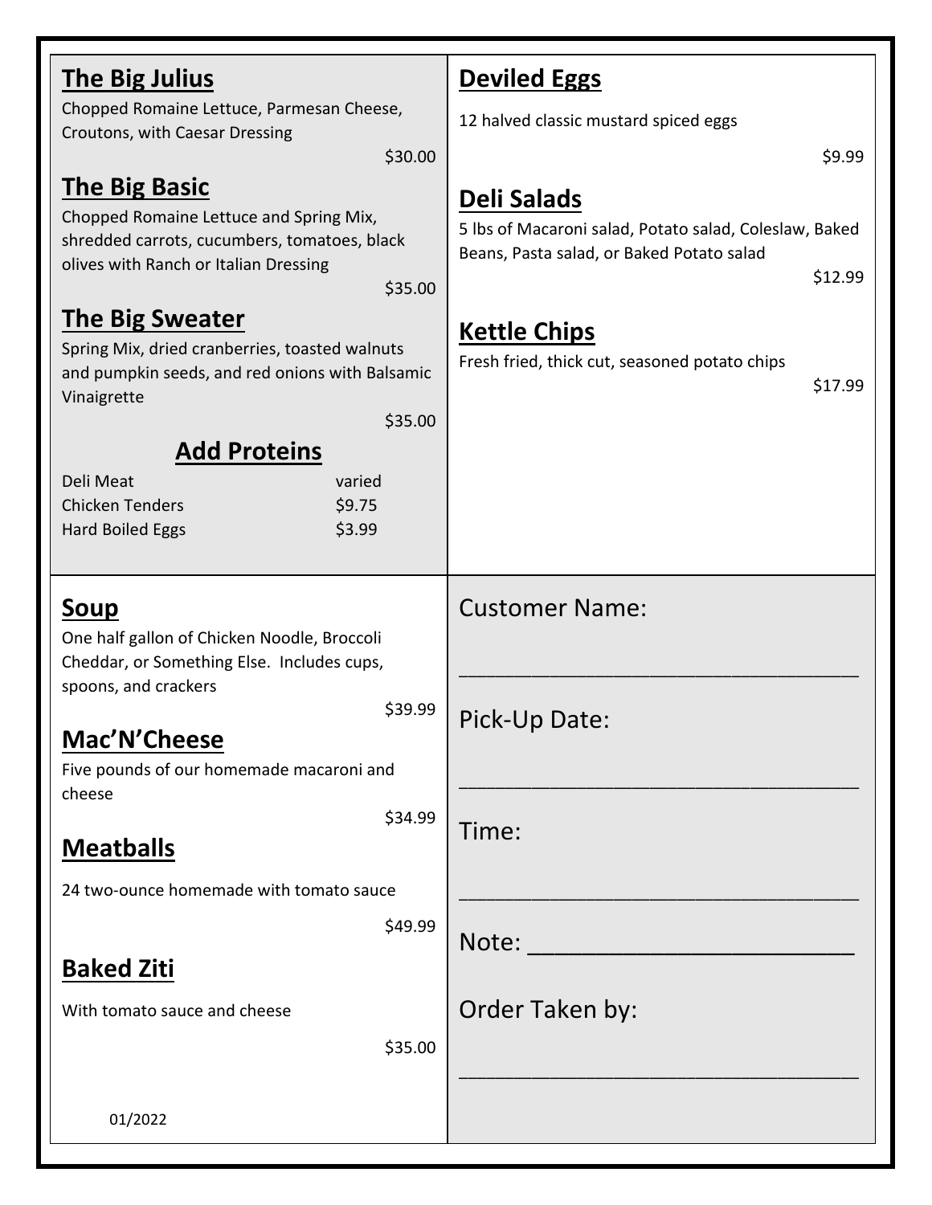## The Big Julius

Chopped Romaine Lettuce, Parmesan Cheese, Croutons, with Caesar Dressing

$30.00

## The Big Basic

Chopped Romaine Lettuce and Spring Mix, shredded carrots, cucumbers, tomatoes, black olives with Ranch or Italian Dressing

$35.00

## The Big Sweater

Spring Mix, dried cranberries, toasted walnuts and pumpkin seeds, and red onions with Balsamic Vinaigrette

$35.00

## Add Proteins

| | |
|---|---|
| Deli Meat | varied |
| Chicken Tenders | $9.75 |
| Hard Boiled Eggs | $3.99 |

## Deviled Eggs

12 halved classic mustard spiced eggs

$9.99

## Deli Salads

5 lbs of Macaroni salad, Potato salad, Coleslaw, Baked Beans, Pasta salad, or Baked Potato salad

$12.99

## Kettle Chips

Fresh fried, thick cut, seasoned potato chips

$17.99

## Soup

One half gallon of Chicken Noodle, Broccoli Cheddar, or Something Else. Includes cups, spoons, and crackers

$39.99

## Mac'N'Cheese

Five pounds of our homemade macaroni and cheese

$34.99

## Meatballs

24 two-ounce homemade with tomato sauce

$49.99

## Baked Ziti

With tomato sauce and cheese

$35.00

01/2022

Customer Name:

________________________________

Pick-Up Date:

________________________________

Time:

________________________________

Note: ______________________

Order Taken by:

________________________________